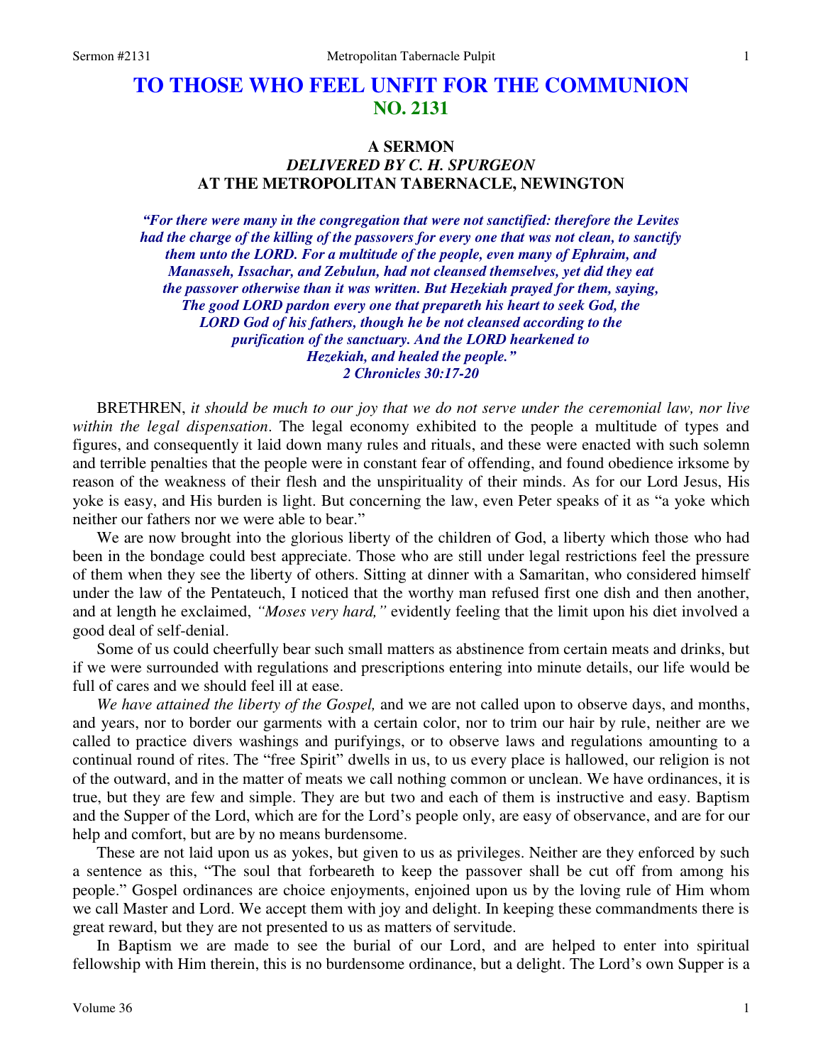# TO THOSE WHO FEEL UNFIT FOR THE COMMUNION
## NO. 2131

### A SERMON
### *DELIVERED BY C. H. SPURGEON*
### AT THE METROPOLITAN TABERNACLE, NEWINGTON

***"For there were many in the congregation that were not sanctified: therefore the Levites had the charge of the killing of the passovers for every one that was not clean, to sanctify them unto the LORD. For a multitude of the people, even many of Ephraim, and Manasseh, Issachar, and Zebulun, had not cleansed themselves, yet did they eat the passover otherwise than it was written. But Hezekiah prayed for them, saying, The good LORD pardon every one that prepareth his heart to seek God, the LORD God of his fathers, though he be not cleansed according to the purification of the sanctuary. And the LORD hearkened to Hezekiah, and healed the people."***
***2 Chronicles 30:17-20***

BRETHREN, *it should be much to our joy that we do not serve under the ceremonial law, nor live within the legal dispensation*. The legal economy exhibited to the people a multitude of types and figures, and consequently it laid down many rules and rituals, and these were enacted with such solemn and terrible penalties that the people were in constant fear of offending, and found obedience irksome by reason of the weakness of their flesh and the unspirituality of their minds. As for our Lord Jesus, His yoke is easy, and His burden is light. But concerning the law, even Peter speaks of it as "a yoke which neither our fathers nor we were able to bear."

We are now brought into the glorious liberty of the children of God, a liberty which those who had been in the bondage could best appreciate. Those who are still under legal restrictions feel the pressure of them when they see the liberty of others. Sitting at dinner with a Samaritan, who considered himself under the law of the Pentateuch, I noticed that the worthy man refused first one dish and then another, and at length he exclaimed, *"Moses very hard,"* evidently feeling that the limit upon his diet involved a good deal of self-denial.

Some of us could cheerfully bear such small matters as abstinence from certain meats and drinks, but if we were surrounded with regulations and prescriptions entering into minute details, our life would be full of cares and we should feel ill at ease.

*We have attained the liberty of the Gospel,* and we are not called upon to observe days, and months, and years, nor to border our garments with a certain color, nor to trim our hair by rule, neither are we called to practice divers washings and purifyings, or to observe laws and regulations amounting to a continual round of rites. The "free Spirit" dwells in us, to us every place is hallowed, our religion is not of the outward, and in the matter of meats we call nothing common or unclean. We have ordinances, it is true, but they are few and simple. They are but two and each of them is instructive and easy. Baptism and the Supper of the Lord, which are for the Lord's people only, are easy of observance, and are for our help and comfort, but are by no means burdensome.

These are not laid upon us as yokes, but given to us as privileges. Neither are they enforced by such a sentence as this, "The soul that forbeareth to keep the passover shall be cut off from among his people." Gospel ordinances are choice enjoyments, enjoined upon us by the loving rule of Him whom we call Master and Lord. We accept them with joy and delight. In keeping these commandments there is great reward, but they are not presented to us as matters of servitude.

In Baptism we are made to see the burial of our Lord, and are helped to enter into spiritual fellowship with Him therein, this is no burdensome ordinance, but a delight. The Lord's own Supper is a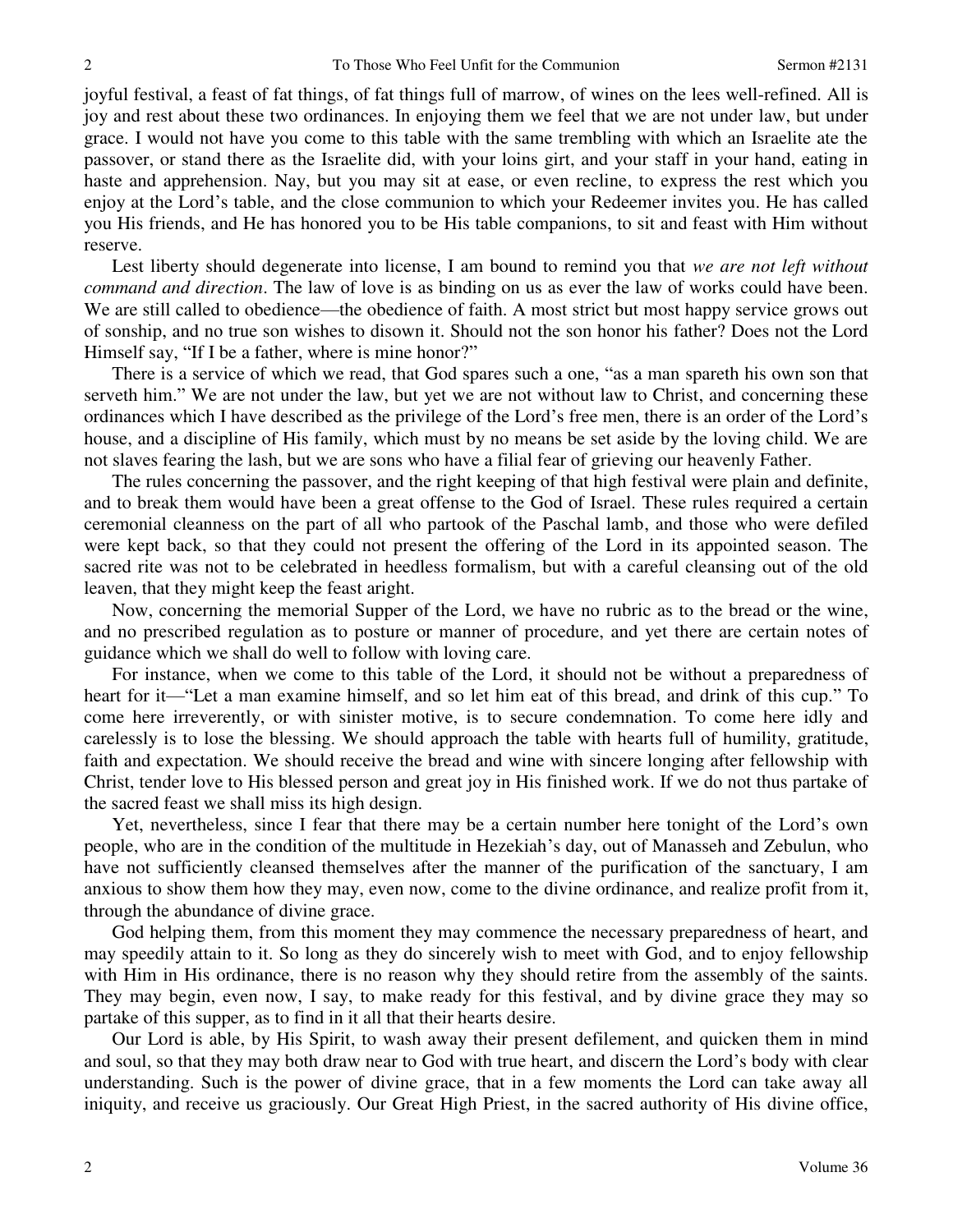joyful festival, a feast of fat things, of fat things full of marrow, of wines on the lees well-refined. All is joy and rest about these two ordinances. In enjoying them we feel that we are not under law, but under grace. I would not have you come to this table with the same trembling with which an Israelite ate the passover, or stand there as the Israelite did, with your loins girt, and your staff in your hand, eating in haste and apprehension. Nay, but you may sit at ease, or even recline, to express the rest which you enjoy at the Lord's table, and the close communion to which your Redeemer invites you. He has called you His friends, and He has honored you to be His table companions, to sit and feast with Him without reserve.

Lest liberty should degenerate into license, I am bound to remind you that *we are not left without command and direction*. The law of love is as binding on us as ever the law of works could have been. We are still called to obedience—the obedience of faith. A most strict but most happy service grows out of sonship, and no true son wishes to disown it. Should not the son honor his father? Does not the Lord Himself say, "If I be a father, where is mine honor?"

There is a service of which we read, that God spares such a one, "as a man spareth his own son that serveth him." We are not under the law, but yet we are not without law to Christ, and concerning these ordinances which I have described as the privilege of the Lord's free men, there is an order of the Lord's house, and a discipline of His family, which must by no means be set aside by the loving child. We are not slaves fearing the lash, but we are sons who have a filial fear of grieving our heavenly Father.

The rules concerning the passover, and the right keeping of that high festival were plain and definite, and to break them would have been a great offense to the God of Israel. These rules required a certain ceremonial cleanness on the part of all who partook of the Paschal lamb, and those who were defiled were kept back, so that they could not present the offering of the Lord in its appointed season. The sacred rite was not to be celebrated in heedless formalism, but with a careful cleansing out of the old leaven, that they might keep the feast aright.

Now, concerning the memorial Supper of the Lord, we have no rubric as to the bread or the wine, and no prescribed regulation as to posture or manner of procedure, and yet there are certain notes of guidance which we shall do well to follow with loving care.

For instance, when we come to this table of the Lord, it should not be without a preparedness of heart for it—"Let a man examine himself, and so let him eat of this bread, and drink of this cup." To come here irreverently, or with sinister motive, is to secure condemnation. To come here idly and carelessly is to lose the blessing. We should approach the table with hearts full of humility, gratitude, faith and expectation. We should receive the bread and wine with sincere longing after fellowship with Christ, tender love to His blessed person and great joy in His finished work. If we do not thus partake of the sacred feast we shall miss its high design.

Yet, nevertheless, since I fear that there may be a certain number here tonight of the Lord's own people, who are in the condition of the multitude in Hezekiah's day, out of Manasseh and Zebulun, who have not sufficiently cleansed themselves after the manner of the purification of the sanctuary, I am anxious to show them how they may, even now, come to the divine ordinance, and realize profit from it, through the abundance of divine grace.

God helping them, from this moment they may commence the necessary preparedness of heart, and may speedily attain to it. So long as they do sincerely wish to meet with God, and to enjoy fellowship with Him in His ordinance, there is no reason why they should retire from the assembly of the saints. They may begin, even now, I say, to make ready for this festival, and by divine grace they may so partake of this supper, as to find in it all that their hearts desire.

Our Lord is able, by His Spirit, to wash away their present defilement, and quicken them in mind and soul, so that they may both draw near to God with true heart, and discern the Lord's body with clear understanding. Such is the power of divine grace, that in a few moments the Lord can take away all iniquity, and receive us graciously. Our Great High Priest, in the sacred authority of His divine office,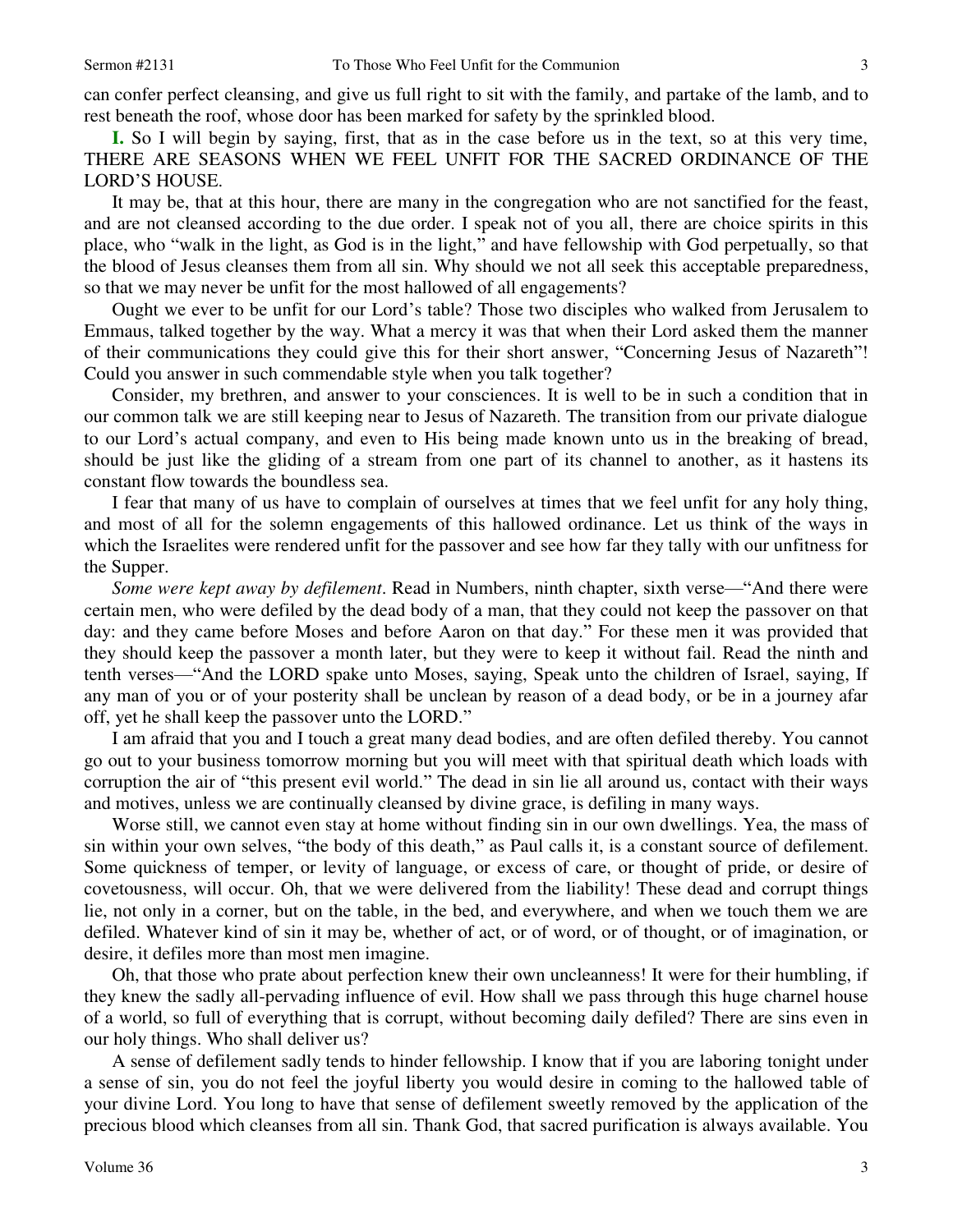can confer perfect cleansing, and give us full right to sit with the family, and partake of the lamb, and to rest beneath the roof, whose door has been marked for safety by the sprinkled blood.

**I.** So I will begin by saying, first, that as in the case before us in the text, so at this very time, THERE ARE SEASONS WHEN WE FEEL UNFIT FOR THE SACRED ORDINANCE OF THE LORD'S HOUSE.

It may be, that at this hour, there are many in the congregation who are not sanctified for the feast, and are not cleansed according to the due order. I speak not of you all, there are choice spirits in this place, who "walk in the light, as God is in the light," and have fellowship with God perpetually, so that the blood of Jesus cleanses them from all sin. Why should we not all seek this acceptable preparedness, so that we may never be unfit for the most hallowed of all engagements?

Ought we ever to be unfit for our Lord's table? Those two disciples who walked from Jerusalem to Emmaus, talked together by the way. What a mercy it was that when their Lord asked them the manner of their communications they could give this for their short answer, "Concerning Jesus of Nazareth"! Could you answer in such commendable style when you talk together?

Consider, my brethren, and answer to your consciences. It is well to be in such a condition that in our common talk we are still keeping near to Jesus of Nazareth. The transition from our private dialogue to our Lord's actual company, and even to His being made known unto us in the breaking of bread, should be just like the gliding of a stream from one part of its channel to another, as it hastens its constant flow towards the boundless sea.

I fear that many of us have to complain of ourselves at times that we feel unfit for any holy thing, and most of all for the solemn engagements of this hallowed ordinance. Let us think of the ways in which the Israelites were rendered unfit for the passover and see how far they tally with our unfitness for the Supper.

*Some were kept away by defilement*. Read in Numbers, ninth chapter, sixth verse—"And there were certain men, who were defiled by the dead body of a man, that they could not keep the passover on that day: and they came before Moses and before Aaron on that day." For these men it was provided that they should keep the passover a month later, but they were to keep it without fail. Read the ninth and tenth verses—"And the LORD spake unto Moses, saying, Speak unto the children of Israel, saying, If any man of you or of your posterity shall be unclean by reason of a dead body, or be in a journey afar off, yet he shall keep the passover unto the LORD."

I am afraid that you and I touch a great many dead bodies, and are often defiled thereby. You cannot go out to your business tomorrow morning but you will meet with that spiritual death which loads with corruption the air of "this present evil world." The dead in sin lie all around us, contact with their ways and motives, unless we are continually cleansed by divine grace, is defiling in many ways.

Worse still, we cannot even stay at home without finding sin in our own dwellings. Yea, the mass of sin within your own selves, "the body of this death," as Paul calls it, is a constant source of defilement. Some quickness of temper, or levity of language, or excess of care, or thought of pride, or desire of covetousness, will occur. Oh, that we were delivered from the liability! These dead and corrupt things lie, not only in a corner, but on the table, in the bed, and everywhere, and when we touch them we are defiled. Whatever kind of sin it may be, whether of act, or of word, or of thought, or of imagination, or desire, it defiles more than most men imagine.

Oh, that those who prate about perfection knew their own uncleanness! It were for their humbling, if they knew the sadly all-pervading influence of evil. How shall we pass through this huge charnel house of a world, so full of everything that is corrupt, without becoming daily defiled? There are sins even in our holy things. Who shall deliver us?

A sense of defilement sadly tends to hinder fellowship. I know that if you are laboring tonight under a sense of sin, you do not feel the joyful liberty you would desire in coming to the hallowed table of your divine Lord. You long to have that sense of defilement sweetly removed by the application of the precious blood which cleanses from all sin. Thank God, that sacred purification is always available. You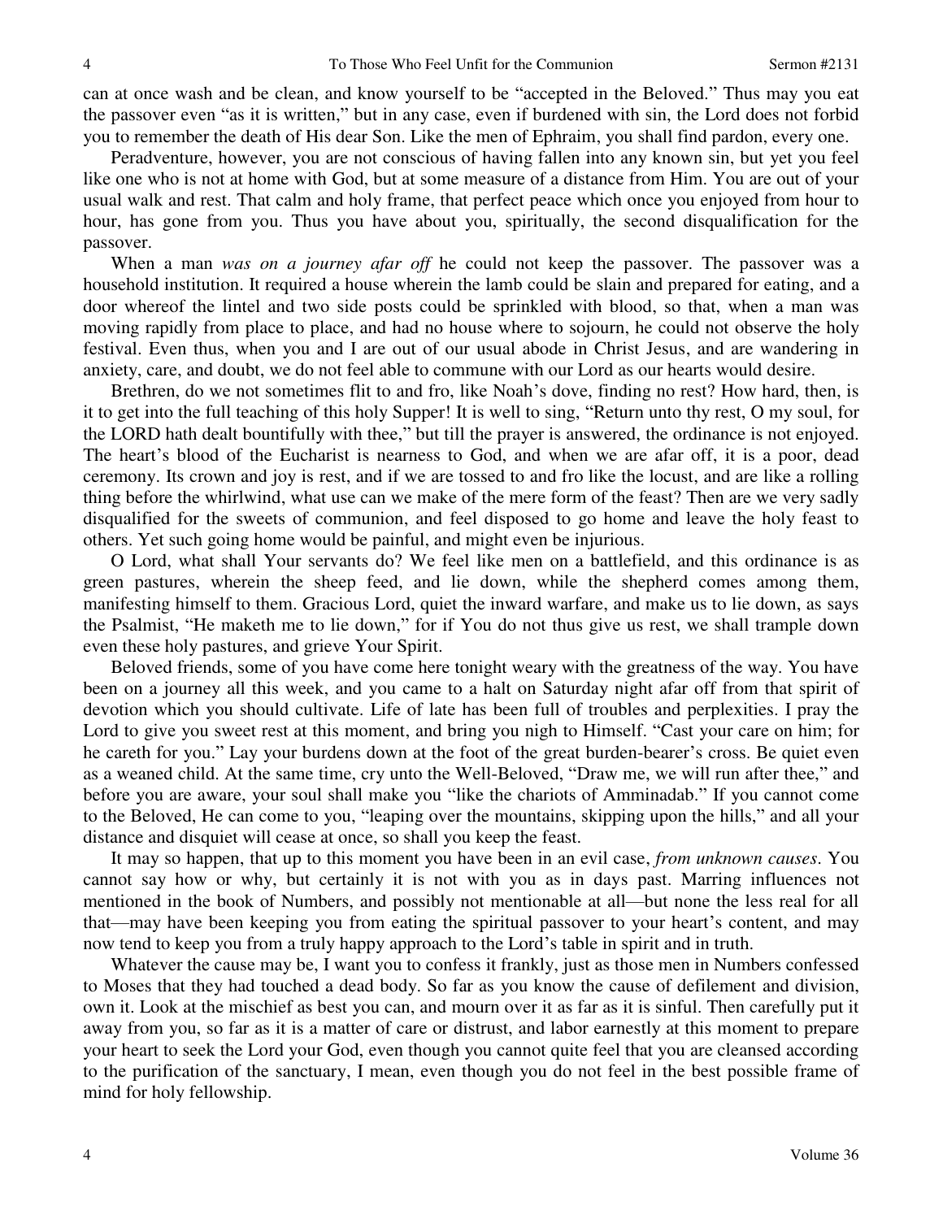can at once wash and be clean, and know yourself to be "accepted in the Beloved." Thus may you eat the passover even "as it is written," but in any case, even if burdened with sin, the Lord does not forbid you to remember the death of His dear Son. Like the men of Ephraim, you shall find pardon, every one.

Peradventure, however, you are not conscious of having fallen into any known sin, but yet you feel like one who is not at home with God, but at some measure of a distance from Him. You are out of your usual walk and rest. That calm and holy frame, that perfect peace which once you enjoyed from hour to hour, has gone from you. Thus you have about you, spiritually, the second disqualification for the passover.

When a man *was on a journey afar off* he could not keep the passover. The passover was a household institution. It required a house wherein the lamb could be slain and prepared for eating, and a door whereof the lintel and two side posts could be sprinkled with blood, so that, when a man was moving rapidly from place to place, and had no house where to sojourn, he could not observe the holy festival. Even thus, when you and I are out of our usual abode in Christ Jesus, and are wandering in anxiety, care, and doubt, we do not feel able to commune with our Lord as our hearts would desire.

Brethren, do we not sometimes flit to and fro, like Noah's dove, finding no rest? How hard, then, is it to get into the full teaching of this holy Supper! It is well to sing, "Return unto thy rest, O my soul, for the LORD hath dealt bountifully with thee," but till the prayer is answered, the ordinance is not enjoyed. The heart's blood of the Eucharist is nearness to God, and when we are afar off, it is a poor, dead ceremony. Its crown and joy is rest, and if we are tossed to and fro like the locust, and are like a rolling thing before the whirlwind, what use can we make of the mere form of the feast? Then are we very sadly disqualified for the sweets of communion, and feel disposed to go home and leave the holy feast to others. Yet such going home would be painful, and might even be injurious.

O Lord, what shall Your servants do? We feel like men on a battlefield, and this ordinance is as green pastures, wherein the sheep feed, and lie down, while the shepherd comes among them, manifesting himself to them. Gracious Lord, quiet the inward warfare, and make us to lie down, as says the Psalmist, "He maketh me to lie down," for if You do not thus give us rest, we shall trample down even these holy pastures, and grieve Your Spirit.

Beloved friends, some of you have come here tonight weary with the greatness of the way. You have been on a journey all this week, and you came to a halt on Saturday night afar off from that spirit of devotion which you should cultivate. Life of late has been full of troubles and perplexities. I pray the Lord to give you sweet rest at this moment, and bring you nigh to Himself. "Cast your care on him; for he careth for you." Lay your burdens down at the foot of the great burden-bearer's cross. Be quiet even as a weaned child. At the same time, cry unto the Well-Beloved, "Draw me, we will run after thee," and before you are aware, your soul shall make you "like the chariots of Amminadab." If you cannot come to the Beloved, He can come to you, "leaping over the mountains, skipping upon the hills," and all your distance and disquiet will cease at once, so shall you keep the feast.

It may so happen, that up to this moment you have been in an evil case, *from unknown causes*. You cannot say how or why, but certainly it is not with you as in days past. Marring influences not mentioned in the book of Numbers, and possibly not mentionable at all—but none the less real for all that—may have been keeping you from eating the spiritual passover to your heart's content, and may now tend to keep you from a truly happy approach to the Lord's table in spirit and in truth.

Whatever the cause may be, I want you to confess it frankly, just as those men in Numbers confessed to Moses that they had touched a dead body. So far as you know the cause of defilement and division, own it. Look at the mischief as best you can, and mourn over it as far as it is sinful. Then carefully put it away from you, so far as it is a matter of care or distrust, and labor earnestly at this moment to prepare your heart to seek the Lord your God, even though you cannot quite feel that you are cleansed according to the purification of the sanctuary, I mean, even though you do not feel in the best possible frame of mind for holy fellowship.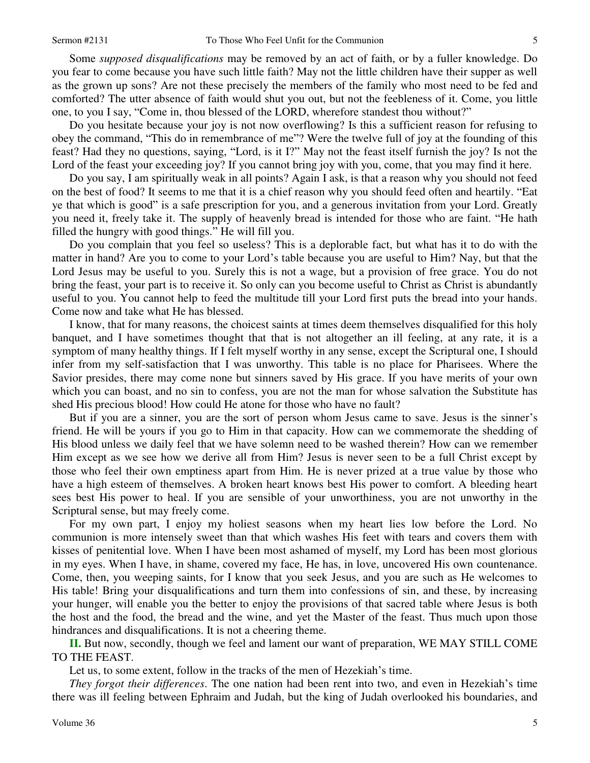Some *supposed disqualifications* may be removed by an act of faith, or by a fuller knowledge. Do you fear to come because you have such little faith? May not the little children have their supper as well as the grown up sons? Are not these precisely the members of the family who most need to be fed and comforted? The utter absence of faith would shut you out, but not the feebleness of it. Come, you little one, to you I say, "Come in, thou blessed of the LORD, wherefore standest thou without?"

Do you hesitate because your joy is not now overflowing? Is this a sufficient reason for refusing to obey the command, "This do in remembrance of me"? Were the twelve full of joy at the founding of this feast? Had they no questions, saying, "Lord, is it I?" May not the feast itself furnish the joy? Is not the Lord of the feast your exceeding joy? If you cannot bring joy with you, come, that you may find it here.

Do you say, I am spiritually weak in all points? Again I ask, is that a reason why you should not feed on the best of food? It seems to me that it is a chief reason why you should feed often and heartily. "Eat ye that which is good" is a safe prescription for you, and a generous invitation from your Lord. Greatly you need it, freely take it. The supply of heavenly bread is intended for those who are faint. "He hath filled the hungry with good things." He will fill you.

Do you complain that you feel so useless? This is a deplorable fact, but what has it to do with the matter in hand? Are you to come to your Lord's table because you are useful to Him? Nay, but that the Lord Jesus may be useful to you. Surely this is not a wage, but a provision of free grace. You do not bring the feast, your part is to receive it. So only can you become useful to Christ as Christ is abundantly useful to you. You cannot help to feed the multitude till your Lord first puts the bread into your hands. Come now and take what He has blessed.

I know, that for many reasons, the choicest saints at times deem themselves disqualified for this holy banquet, and I have sometimes thought that that is not altogether an ill feeling, at any rate, it is a symptom of many healthy things. If I felt myself worthy in any sense, except the Scriptural one, I should infer from my self-satisfaction that I was unworthy. This table is no place for Pharisees. Where the Savior presides, there may come none but sinners saved by His grace. If you have merits of your own which you can boast, and no sin to confess, you are not the man for whose salvation the Substitute has shed His precious blood! How could He atone for those who have no fault?

But if you are a sinner, you are the sort of person whom Jesus came to save. Jesus is the sinner's friend. He will be yours if you go to Him in that capacity. How can we commemorate the shedding of His blood unless we daily feel that we have solemn need to be washed therein? How can we remember Him except as we see how we derive all from Him? Jesus is never seen to be a full Christ except by those who feel their own emptiness apart from Him. He is never prized at a true value by those who have a high esteem of themselves. A broken heart knows best His power to comfort. A bleeding heart sees best His power to heal. If you are sensible of your unworthiness, you are not unworthy in the Scriptural sense, but may freely come.

For my own part, I enjoy my holiest seasons when my heart lies low before the Lord. No communion is more intensely sweet than that which washes His feet with tears and covers them with kisses of penitential love. When I have been most ashamed of myself, my Lord has been most glorious in my eyes. When I have, in shame, covered my face, He has, in love, uncovered His own countenance. Come, then, you weeping saints, for I know that you seek Jesus, and you are such as He welcomes to His table! Bring your disqualifications and turn them into confessions of sin, and these, by increasing your hunger, will enable you the better to enjoy the provisions of that sacred table where Jesus is both the host and the food, the bread and the wine, and yet the Master of the feast. Thus much upon those hindrances and disqualifications. It is not a cheering theme.

**II.** But now, secondly, though we feel and lament our want of preparation, WE MAY STILL COME TO THE FEAST.

Let us, to some extent, follow in the tracks of the men of Hezekiah's time.

*They forgot their differences*. The one nation had been rent into two, and even in Hezekiah's time there was ill feeling between Ephraim and Judah, but the king of Judah overlooked his boundaries, and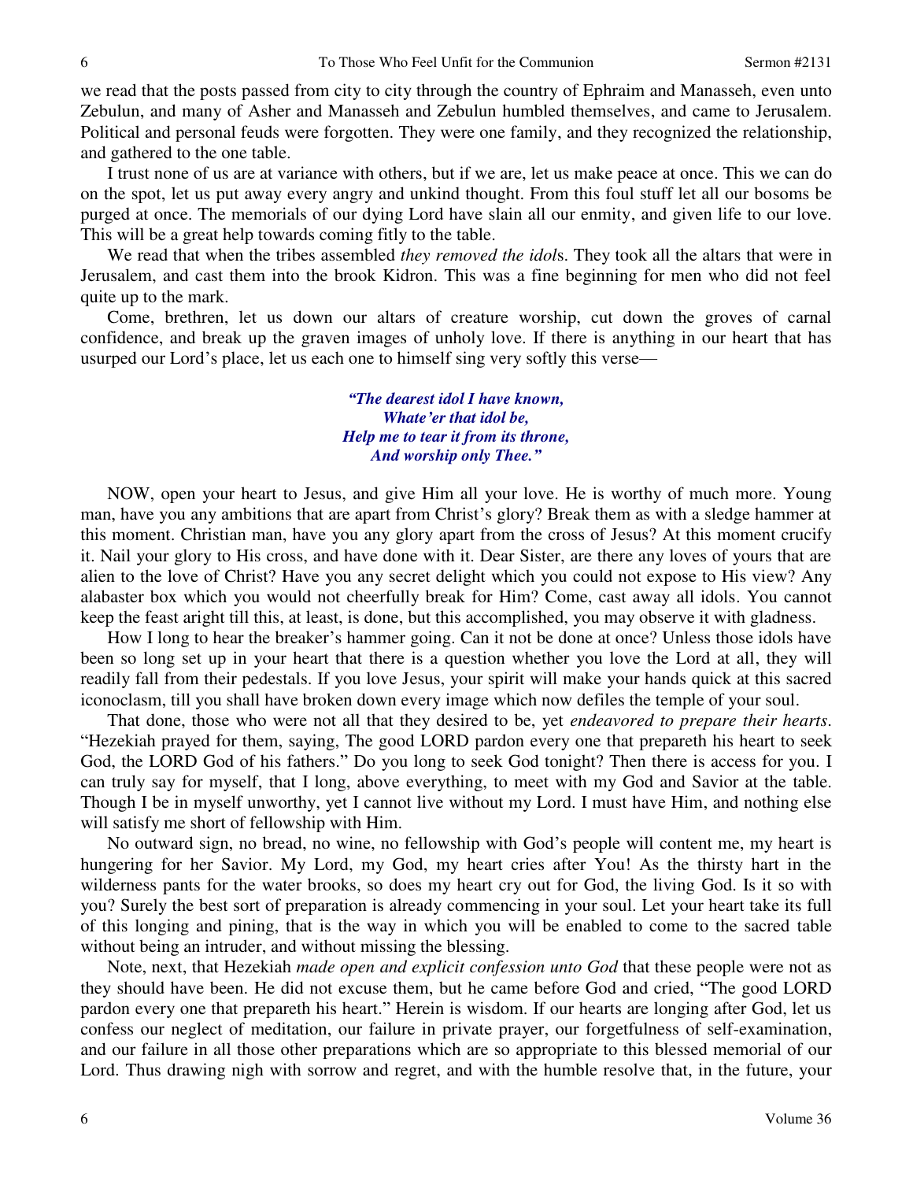we read that the posts passed from city to city through the country of Ephraim and Manasseh, even unto Zebulun, and many of Asher and Manasseh and Zebulun humbled themselves, and came to Jerusalem. Political and personal feuds were forgotten. They were one family, and they recognized the relationship, and gathered to the one table.

I trust none of us are at variance with others, but if we are, let us make peace at once. This we can do on the spot, let us put away every angry and unkind thought. From this foul stuff let all our bosoms be purged at once. The memorials of our dying Lord have slain all our enmity, and given life to our love. This will be a great help towards coming fitly to the table.

We read that when the tribes assembled *they removed the idol*s. They took all the altars that were in Jerusalem, and cast them into the brook Kidron. This was a fine beginning for men who did not feel quite up to the mark.

Come, brethren, let us down our altars of creature worship, cut down the groves of carnal confidence, and break up the graven images of unholy love. If there is anything in our heart that has usurped our Lord's place, let us each one to himself sing very softly this verse—

> ***"The dearest idol I have known,***
> ***Whate'er that idol be,***
> ***Help me to tear it from its throne,***
> ***And worship only Thee."***

NOW, open your heart to Jesus, and give Him all your love. He is worthy of much more. Young man, have you any ambitions that are apart from Christ's glory? Break them as with a sledge hammer at this moment. Christian man, have you any glory apart from the cross of Jesus? At this moment crucify it. Nail your glory to His cross, and have done with it. Dear Sister, are there any loves of yours that are alien to the love of Christ? Have you any secret delight which you could not expose to His view? Any alabaster box which you would not cheerfully break for Him? Come, cast away all idols. You cannot keep the feast aright till this, at least, is done, but this accomplished, you may observe it with gladness.

How I long to hear the breaker's hammer going. Can it not be done at once? Unless those idols have been so long set up in your heart that there is a question whether you love the Lord at all, they will readily fall from their pedestals. If you love Jesus, your spirit will make your hands quick at this sacred iconoclasm, till you shall have broken down every image which now defiles the temple of your soul.

That done, those who were not all that they desired to be, yet *endeavored to prepare their hearts*. "Hezekiah prayed for them, saying, The good LORD pardon every one that prepareth his heart to seek God, the LORD God of his fathers." Do you long to seek God tonight? Then there is access for you. I can truly say for myself, that I long, above everything, to meet with my God and Savior at the table. Though I be in myself unworthy, yet I cannot live without my Lord. I must have Him, and nothing else will satisfy me short of fellowship with Him.

No outward sign, no bread, no wine, no fellowship with God's people will content me, my heart is hungering for her Savior. My Lord, my God, my heart cries after You! As the thirsty hart in the wilderness pants for the water brooks, so does my heart cry out for God, the living God. Is it so with you? Surely the best sort of preparation is already commencing in your soul. Let your heart take its full of this longing and pining, that is the way in which you will be enabled to come to the sacred table without being an intruder, and without missing the blessing.

Note, next, that Hezekiah *made open and explicit confession unto God* that these people were not as they should have been. He did not excuse them, but he came before God and cried, "The good LORD pardon every one that prepareth his heart." Herein is wisdom. If our hearts are longing after God, let us confess our neglect of meditation, our failure in private prayer, our forgetfulness of self-examination, and our failure in all those other preparations which are so appropriate to this blessed memorial of our Lord. Thus drawing nigh with sorrow and regret, and with the humble resolve that, in the future, your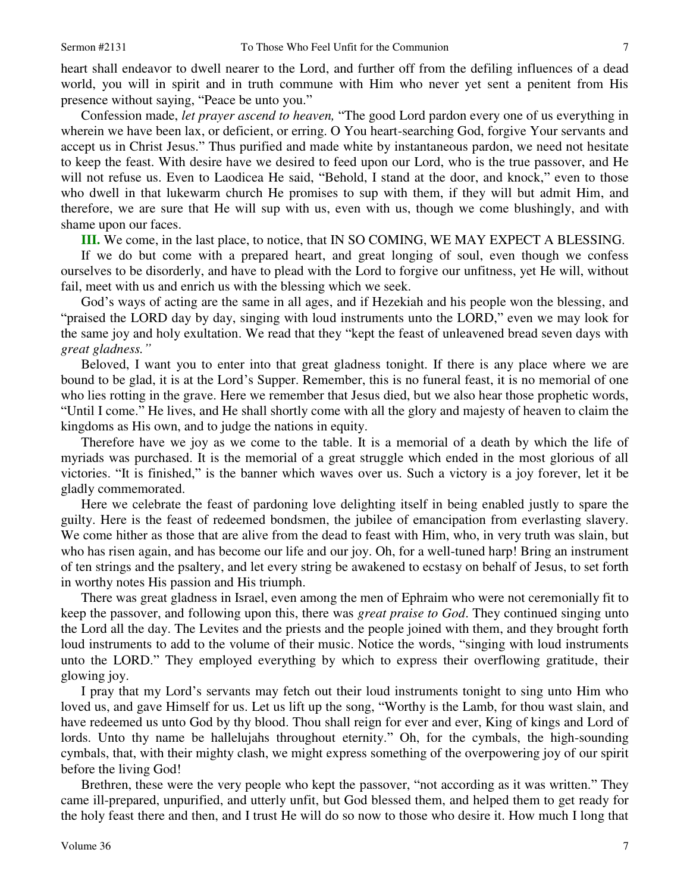heart shall endeavor to dwell nearer to the Lord, and further off from the defiling influences of a dead world, you will in spirit and in truth commune with Him who never yet sent a penitent from His presence without saying, "Peace be unto you."

Confession made, *let prayer ascend to heaven,* "The good Lord pardon every one of us everything in wherein we have been lax, or deficient, or erring. O You heart-searching God, forgive Your servants and accept us in Christ Jesus." Thus purified and made white by instantaneous pardon, we need not hesitate to keep the feast. With desire have we desired to feed upon our Lord, who is the true passover, and He will not refuse us. Even to Laodicea He said, "Behold, I stand at the door, and knock," even to those who dwell in that lukewarm church He promises to sup with them, if they will but admit Him, and therefore, we are sure that He will sup with us, even with us, though we come blushingly, and with shame upon our faces.

**III.** We come, in the last place, to notice, that IN SO COMING, WE MAY EXPECT A BLESSING.

If we do but come with a prepared heart, and great longing of soul, even though we confess ourselves to be disorderly, and have to plead with the Lord to forgive our unfitness, yet He will, without fail, meet with us and enrich us with the blessing which we seek.

God's ways of acting are the same in all ages, and if Hezekiah and his people won the blessing, and "praised the LORD day by day, singing with loud instruments unto the LORD," even we may look for the same joy and holy exultation. We read that they "kept the feast of unleavened bread seven days with *great gladness."*

Beloved, I want you to enter into that great gladness tonight. If there is any place where we are bound to be glad, it is at the Lord's Supper. Remember, this is no funeral feast, it is no memorial of one who lies rotting in the grave. Here we remember that Jesus died, but we also hear those prophetic words, "Until I come." He lives, and He shall shortly come with all the glory and majesty of heaven to claim the kingdoms as His own, and to judge the nations in equity.

Therefore have we joy as we come to the table. It is a memorial of a death by which the life of myriads was purchased. It is the memorial of a great struggle which ended in the most glorious of all victories. "It is finished," is the banner which waves over us. Such a victory is a joy forever, let it be gladly commemorated.

Here we celebrate the feast of pardoning love delighting itself in being enabled justly to spare the guilty. Here is the feast of redeemed bondsmen, the jubilee of emancipation from everlasting slavery. We come hither as those that are alive from the dead to feast with Him, who, in very truth was slain, but who has risen again, and has become our life and our joy. Oh, for a well-tuned harp! Bring an instrument of ten strings and the psaltery, and let every string be awakened to ecstasy on behalf of Jesus, to set forth in worthy notes His passion and His triumph.

There was great gladness in Israel, even among the men of Ephraim who were not ceremonially fit to keep the passover, and following upon this, there was *great praise to God*. They continued singing unto the Lord all the day. The Levites and the priests and the people joined with them, and they brought forth loud instruments to add to the volume of their music. Notice the words, "singing with loud instruments unto the LORD." They employed everything by which to express their overflowing gratitude, their glowing joy.

I pray that my Lord's servants may fetch out their loud instruments tonight to sing unto Him who loved us, and gave Himself for us. Let us lift up the song, "Worthy is the Lamb, for thou wast slain, and have redeemed us unto God by thy blood. Thou shall reign for ever and ever, King of kings and Lord of lords. Unto thy name be hallelujahs throughout eternity." Oh, for the cymbals, the high-sounding cymbals, that, with their mighty clash, we might express something of the overpowering joy of our spirit before the living God!

Brethren, these were the very people who kept the passover, "not according as it was written." They came ill-prepared, unpurified, and utterly unfit, but God blessed them, and helped them to get ready for the holy feast there and then, and I trust He will do so now to those who desire it. How much I long that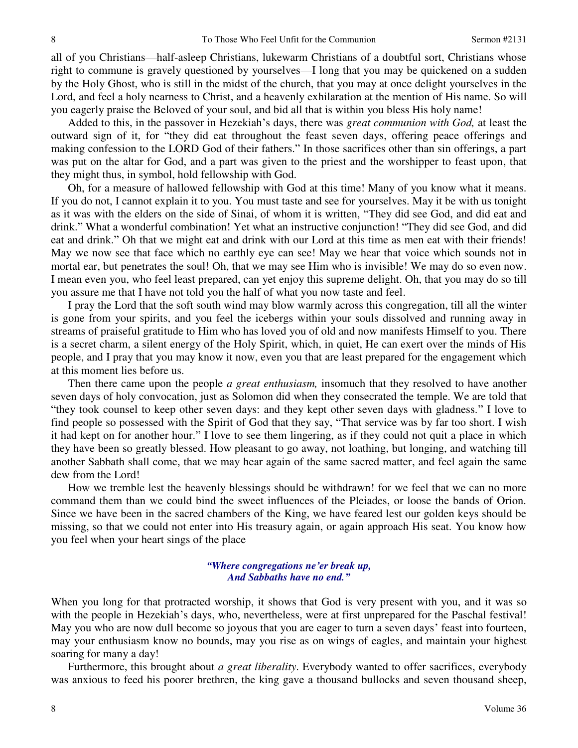all of you Christians—half-asleep Christians, lukewarm Christians of a doubtful sort, Christians whose right to commune is gravely questioned by yourselves—I long that you may be quickened on a sudden by the Holy Ghost, who is still in the midst of the church, that you may at once delight yourselves in the Lord, and feel a holy nearness to Christ, and a heavenly exhilaration at the mention of His name. So will you eagerly praise the Beloved of your soul, and bid all that is within you bless His holy name!

Added to this, in the passover in Hezekiah's days, there was *great communion with God,* at least the outward sign of it, for "they did eat throughout the feast seven days, offering peace offerings and making confession to the LORD God of their fathers." In those sacrifices other than sin offerings, a part was put on the altar for God, and a part was given to the priest and the worshipper to feast upon, that they might thus, in symbol, hold fellowship with God.

Oh, for a measure of hallowed fellowship with God at this time! Many of you know what it means. If you do not, I cannot explain it to you. You must taste and see for yourselves. May it be with us tonight as it was with the elders on the side of Sinai, of whom it is written, "They did see God, and did eat and drink." What a wonderful combination! Yet what an instructive conjunction! "They did see God, and did eat and drink." Oh that we might eat and drink with our Lord at this time as men eat with their friends! May we now see that face which no earthly eye can see! May we hear that voice which sounds not in mortal ear, but penetrates the soul! Oh, that we may see Him who is invisible! We may do so even now. I mean even you, who feel least prepared, can yet enjoy this supreme delight. Oh, that you may do so till you assure me that I have not told you the half of what you now taste and feel.

I pray the Lord that the soft south wind may blow warmly across this congregation, till all the winter is gone from your spirits, and you feel the icebergs within your souls dissolved and running away in streams of praiseful gratitude to Him who has loved you of old and now manifests Himself to you. There is a secret charm, a silent energy of the Holy Spirit, which, in quiet, He can exert over the minds of His people, and I pray that you may know it now, even you that are least prepared for the engagement which at this moment lies before us.

Then there came upon the people *a great enthusiasm,* insomuch that they resolved to have another seven days of holy convocation, just as Solomon did when they consecrated the temple. We are told that "they took counsel to keep other seven days: and they kept other seven days with gladness." I love to find people so possessed with the Spirit of God that they say, "That service was by far too short. I wish it had kept on for another hour." I love to see them lingering, as if they could not quit a place in which they have been so greatly blessed. How pleasant to go away, not loathing, but longing, and watching till another Sabbath shall come, that we may hear again of the same sacred matter, and feel again the same dew from the Lord!

How we tremble lest the heavenly blessings should be withdrawn! for we feel that we can no more command them than we could bind the sweet influences of the Pleiades, or loose the bands of Orion. Since we have been in the sacred chambers of the King, we have feared lest our golden keys should be missing, so that we could not enter into His treasury again, or again approach His seat. You know how you feel when your heart sings of the place

> ***"Where congregations ne'er break up,***
> ***And Sabbaths have no end."***

When you long for that protracted worship, it shows that God is very present with you, and it was so with the people in Hezekiah's days, who, nevertheless, were at first unprepared for the Paschal festival! May you who are now dull become so joyous that you are eager to turn a seven days' feast into fourteen, may your enthusiasm know no bounds, may you rise as on wings of eagles, and maintain your highest soaring for many a day!

Furthermore, this brought about *a great liberality*. Everybody wanted to offer sacrifices, everybody was anxious to feed his poorer brethren, the king gave a thousand bullocks and seven thousand sheep,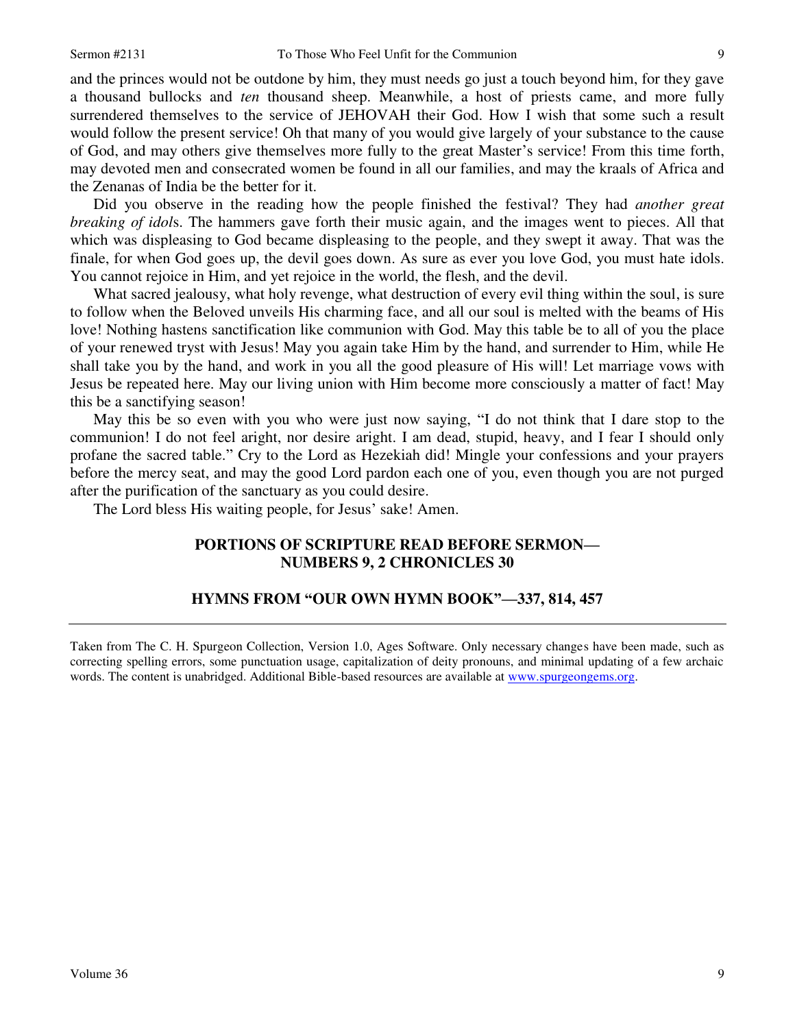and the princes would not be outdone by him, they must needs go just a touch beyond him, for they gave a thousand bullocks and *ten* thousand sheep. Meanwhile, a host of priests came, and more fully surrendered themselves to the service of JEHOVAH their God. How I wish that some such a result would follow the present service! Oh that many of you would give largely of your substance to the cause of God, and may others give themselves more fully to the great Master's service! From this time forth, may devoted men and consecrated women be found in all our families, and may the kraals of Africa and the Zenanas of India be the better for it.

Did you observe in the reading how the people finished the festival? They had *another great breaking of idol*s. The hammers gave forth their music again, and the images went to pieces. All that which was displeasing to God became displeasing to the people, and they swept it away. That was the finale, for when God goes up, the devil goes down. As sure as ever you love God, you must hate idols. You cannot rejoice in Him, and yet rejoice in the world, the flesh, and the devil.

What sacred jealousy, what holy revenge, what destruction of every evil thing within the soul, is sure to follow when the Beloved unveils His charming face, and all our soul is melted with the beams of His love! Nothing hastens sanctification like communion with God. May this table be to all of you the place of your renewed tryst with Jesus! May you again take Him by the hand, and surrender to Him, while He shall take you by the hand, and work in you all the good pleasure of His will! Let marriage vows with Jesus be repeated here. May our living union with Him become more consciously a matter of fact! May this be a sanctifying season!

May this be so even with you who were just now saying, "I do not think that I dare stop to the communion! I do not feel aright, nor desire aright. I am dead, stupid, heavy, and I fear I should only profane the sacred table." Cry to the Lord as Hezekiah did! Mingle your confessions and your prayers before the mercy seat, and may the good Lord pardon each one of you, even though you are not purged after the purification of the sanctuary as you could desire.

The Lord bless His waiting people, for Jesus' sake! Amen.

**PORTIONS OF SCRIPTURE READ BEFORE SERMON—
NUMBERS 9, 2 CHRONICLES 30**

**HYMNS FROM "OUR OWN HYMN BOOK"—337, 814, 457**

---

Taken from The C. H. Spurgeon Collection, Version 1.0, Ages Software. Only necessary changes have been made, such as correcting spelling errors, some punctuation usage, capitalization of deity pronouns, and minimal updating of a few archaic words. The content is unabridged. Additional Bible-based resources are available at www.spurgeongems.org.